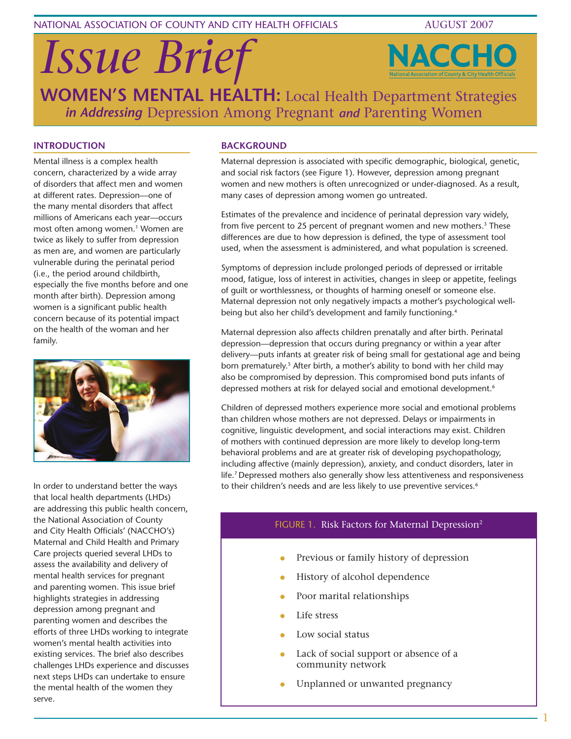# Issue Brief

## WOMEN'S MENTAL HEALTH: Local Health Department Strategies *in Addressing* Depression Among Pregnant *and* Parenting Women

### INTRODUCTION

Mental illness is a complex health concern, characterized by a wide array of disorders that affect men and women at different rates. Depression—one of the many mental disorders that affect millions of Americans each year—occurs most often among women.[1] Women are twice as likely to suffer from depression as men are, and women are particularly vulnerable during the perinatal period (i.e., the period around childbirth, especially the five months before and one month after birth). Depression among women is a significant public health concern because of its potential impact on the health of the woman and her family.

In order to understand better the ways that local health departments (LHDs) are addressing this public health concern, the National Association of County and City Health Officials' (NACCHO's) Maternal and Child Health and Primary Care projects queried several LHDs to assess the availability and delivery of mental health services for pregnant and parenting women. This issue brief highlights strategies in addressing depression among pregnant and parenting women and describes the efforts of three LHDs working to integrate women's mental health activities into existing services. The brief also describes challenges LHDs experience and discusses next steps LHDs can undertake to ensure the mental health of the women they serve.

### BACKGROUND

Maternal depression is associated with specific demographic, biological, genetic, and social risk factors (see Figure 1). However, depression among pregnant women and new mothers is often unrecognized or under-diagnosed. As a result, many cases of depression among women go untreated.

Estimates of the prevalence and incidence of perinatal depression vary widely, from five percent to 25 percent of pregnant women and new mothers.[3] These differences are due to how depression is defined, the type of assessment tool used, when the assessment is administered, and what population is screened.

Symptoms of depression include prolonged periods of depressed or irritable mood, fatigue, loss of interest in activities, changes in sleep or appetite, feelings of guilt or worthlessness, or thoughts of harming oneself or someone else. Maternal depression not only negatively impacts a mother's psychological well-being but also her child's development and family functioning.[4]

Maternal depression also affects children prenatally and after birth. Perinatal depression—depression that occurs during pregnancy or within a year after delivery—puts infants at greater risk of being small for gestational age and being born prematurely.[5] After birth, a mother's ability to bond with her child may also be compromised by depression. This compromised bond puts infants of depressed mothers at risk for delayed social and emotional development.[6]

Children of depressed mothers experience more social and emotional problems than children whose mothers are not depressed. Delays or impairments in cognitive, linguistic development, and social interactions may exist. Children of mothers with continued depression are more likely to develop long-term behavioral problems and are at greater risk of developing psychopathology, including affective (mainly depression), anxiety, and conduct disorders, later in life.[7] Depressed mothers also generally show less attentiveness and responsiveness to their children's needs and are less likely to use preventive services.[6]

**FIGURE 1. Risk Factors for Maternal Depression[2]**

- Previous or family history of depression
- History of alcohol dependence
- Poor marital relationships
- Life stress
- Low social status
- Lack of social support or absence of a community network
- Unplanned or unwanted pregnancy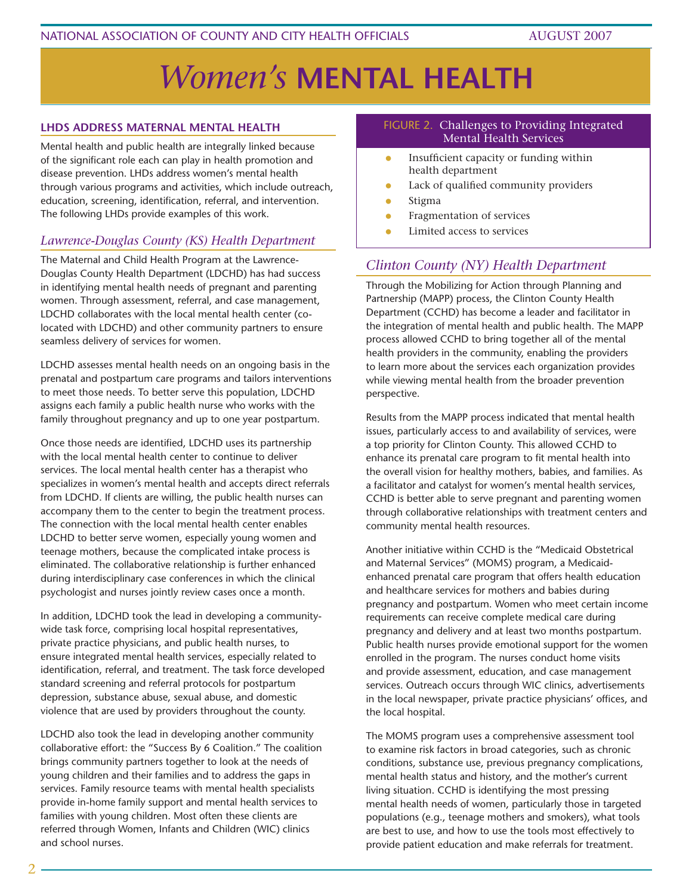# *Women's* MENTAL HEALTH

## LHDS ADDRESS MATERNAL MENTAL HEALTH

Mental health and public health are integrally linked because of the significant role each can play in health promotion and disease prevention. LHDs address women's mental health through various programs and activities, which include outreach, education, screening, identification, referral, and intervention. The following LHDs provide examples of this work.

### *Lawrence-Douglas County (KS) Health Department*

The Maternal and Child Health Program at the Lawrence-Douglas County Health Department (LDCHD) has had success in identifying mental health needs of pregnant and parenting women. Through assessment, referral, and case management, LDCHD collaborates with the local mental health center (co-located with LDCHD) and other community partners to ensure seamless delivery of services for women.

LDCHD assesses mental health needs on an ongoing basis in the prenatal and postpartum care programs and tailors interventions to meet those needs. To better serve this population, LDCHD assigns each family a public health nurse who works with the family throughout pregnancy and up to one year postpartum.

Once those needs are identified, LDCHD uses its partnership with the local mental health center to continue to deliver services. The local mental health center has a therapist who specializes in women's mental health and accepts direct referrals from LDCHD. If clients are willing, the public health nurses can accompany them to the center to begin the treatment process. The connection with the local mental health center enables LDCHD to better serve women, especially young women and teenage mothers, because the complicated intake process is eliminated. The collaborative relationship is further enhanced during interdisciplinary case conferences in which the clinical psychologist and nurses jointly review cases once a month.

In addition, LDCHD took the lead in developing a community-wide task force, comprising local hospital representatives, private practice physicians, and public health nurses, to ensure integrated mental health services, especially related to identification, referral, and treatment. The task force developed standard screening and referral protocols for postpartum depression, substance abuse, sexual abuse, and domestic violence that are used by providers throughout the county.

LDCHD also took the lead in developing another community collaborative effort: the "Success By 6 Coalition." The coalition brings community partners together to look at the needs of young children and their families and to address the gaps in services. Family resource teams with mental health specialists provide in-home family support and mental health services to families with young children. Most often these clients are referred through Women, Infants and Children (WIC) clinics and school nurses.

**FIGURE 2. Challenges to Providing Integrated Mental Health Services**

- Insufficient capacity or funding within health department
- Lack of qualified community providers
- Stigma
- Fragmentation of services
- Limited access to services

### *Clinton County (NY) Health Department*

Through the Mobilizing for Action through Planning and Partnership (MAPP) process, the Clinton County Health Department (CCHD) has become a leader and facilitator in the integration of mental health and public health. The MAPP process allowed CCHD to bring together all of the mental health providers in the community, enabling the providers to learn more about the services each organization provides while viewing mental health from the broader prevention perspective.

Results from the MAPP process indicated that mental health issues, particularly access to and availability of services, were a top priority for Clinton County. This allowed CCHD to enhance its prenatal care program to fit mental health into the overall vision for healthy mothers, babies, and families. As a facilitator and catalyst for women's mental health services, CCHD is better able to serve pregnant and parenting women through collaborative relationships with treatment centers and community mental health resources.

Another initiative within CCHD is the "Medicaid Obstetrical and Maternal Services" (MOMS) program, a Medicaid-enhanced prenatal care program that offers health education and healthcare services for mothers and babies during pregnancy and postpartum. Women who meet certain income requirements can receive complete medical care during pregnancy and delivery and at least two months postpartum. Public health nurses provide emotional support for the women enrolled in the program. The nurses conduct home visits and provide assessment, education, and case management services. Outreach occurs through WIC clinics, advertisements in the local newspaper, private practice physicians' offices, and the local hospital.

The MOMS program uses a comprehensive assessment tool to examine risk factors in broad categories, such as chronic conditions, substance use, previous pregnancy complications, mental health status and history, and the mother's current living situation. CCHD is identifying the most pressing mental health needs of women, particularly those in targeted populations (e.g., teenage mothers and smokers), what tools are best to use, and how to use the tools most effectively to provide patient education and make referrals for treatment.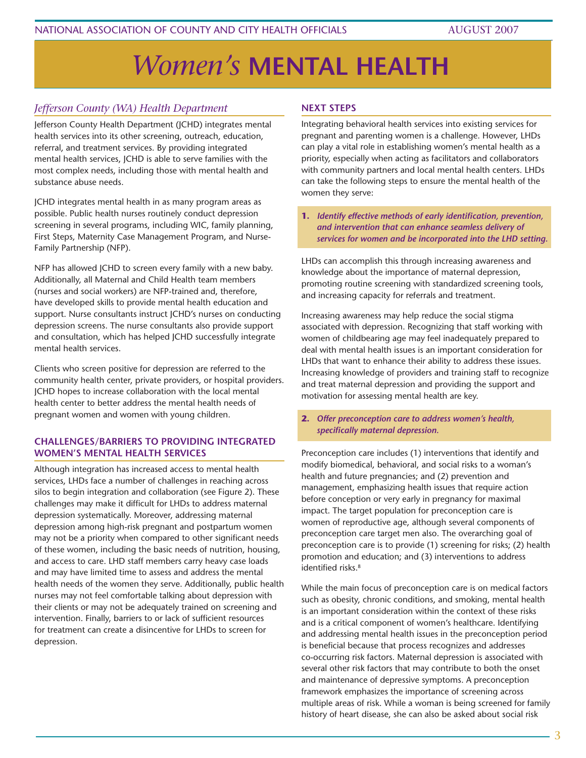# *Women's* MENTAL HEALTH

## *Jefferson County (WA) Health Department*

Jefferson County Health Department (JCHD) integrates mental health services into its other screening, outreach, education, referral, and treatment services. By providing integrated mental health services, JCHD is able to serve families with the most complex needs, including those with mental health and substance abuse needs.

JCHD integrates mental health in as many program areas as possible. Public health nurses routinely conduct depression screening in several programs, including WIC, family planning, First Steps, Maternity Case Management Program, and Nurse-Family Partnership (NFP).

NFP has allowed JCHD to screen every family with a new baby. Additionally, all Maternal and Child Health team members (nurses and social workers) are NFP-trained and, therefore, have developed skills to provide mental health education and support. Nurse consultants instruct JCHD's nurses on conducting depression screens. The nurse consultants also provide support and consultation, which has helped JCHD successfully integrate mental health services.

Clients who screen positive for depression are referred to the community health center, private providers, or hospital providers. JCHD hopes to increase collaboration with the local mental health center to better address the mental health needs of pregnant women and women with young children.

### CHALLENGES/BARRIERS TO PROVIDING INTEGRATED WOMEN'S MENTAL HEALTH SERVICES

Although integration has increased access to mental health services, LHDs face a number of challenges in reaching across silos to begin integration and collaboration (see Figure 2). These challenges may make it difficult for LHDs to address maternal depression systematically. Moreover, addressing maternal depression among high-risk pregnant and postpartum women may not be a priority when compared to other significant needs of these women, including the basic needs of nutrition, housing, and access to care. LHD staff members carry heavy case loads and may have limited time to assess and address the mental health needs of the women they serve. Additionally, public health nurses may not feel comfortable talking about depression with their clients or may not be adequately trained on screening and intervention. Finally, barriers to or lack of sufficient resources for treatment can create a disincentive for LHDs to screen for depression.

### NEXT STEPS

Integrating behavioral health services into existing services for pregnant and parenting women is a challenge. However, LHDs can play a vital role in establishing women's mental health as a priority, especially when acting as facilitators and collaborators with community partners and local mental health centers. LHDs can take the following steps to ensure the mental health of the women they serve:

**1.** ***Identify effective methods of early identification, prevention, and intervention that can enhance seamless delivery of services for women and be incorporated into the LHD setting.***

LHDs can accomplish this through increasing awareness and knowledge about the importance of maternal depression, promoting routine screening with standardized screening tools, and increasing capacity for referrals and treatment.

Increasing awareness may help reduce the social stigma associated with depression. Recognizing that staff working with women of childbearing age may feel inadequately prepared to deal with mental health issues is an important consideration for LHDs that want to enhance their ability to address these issues. Increasing knowledge of providers and training staff to recognize and treat maternal depression and providing the support and motivation for assessing mental health are key.

**2.** ***Offer preconception care to address women's health, specifically maternal depression.***

Preconception care includes (1) interventions that identify and modify biomedical, behavioral, and social risks to a woman's health and future pregnancies; and (2) prevention and management, emphasizing health issues that require action before conception or very early in pregnancy for maximal impact. The target population for preconception care is women of reproductive age, although several components of preconception care target men also. The overarching goal of preconception care is to provide (1) screening for risks; (2) health promotion and education; and (3) interventions to address identified risks.[8]

While the main focus of preconception care is on medical factors such as obesity, chronic conditions, and smoking, mental health is an important consideration within the context of these risks and is a critical component of women's healthcare. Identifying and addressing mental health issues in the preconception period is beneficial because that process recognizes and addresses co-occurring risk factors. Maternal depression is associated with several other risk factors that may contribute to both the onset and maintenance of depressive symptoms. A preconception framework emphasizes the importance of screening across multiple areas of risk. While a woman is being screened for family history of heart disease, she can also be asked about social risk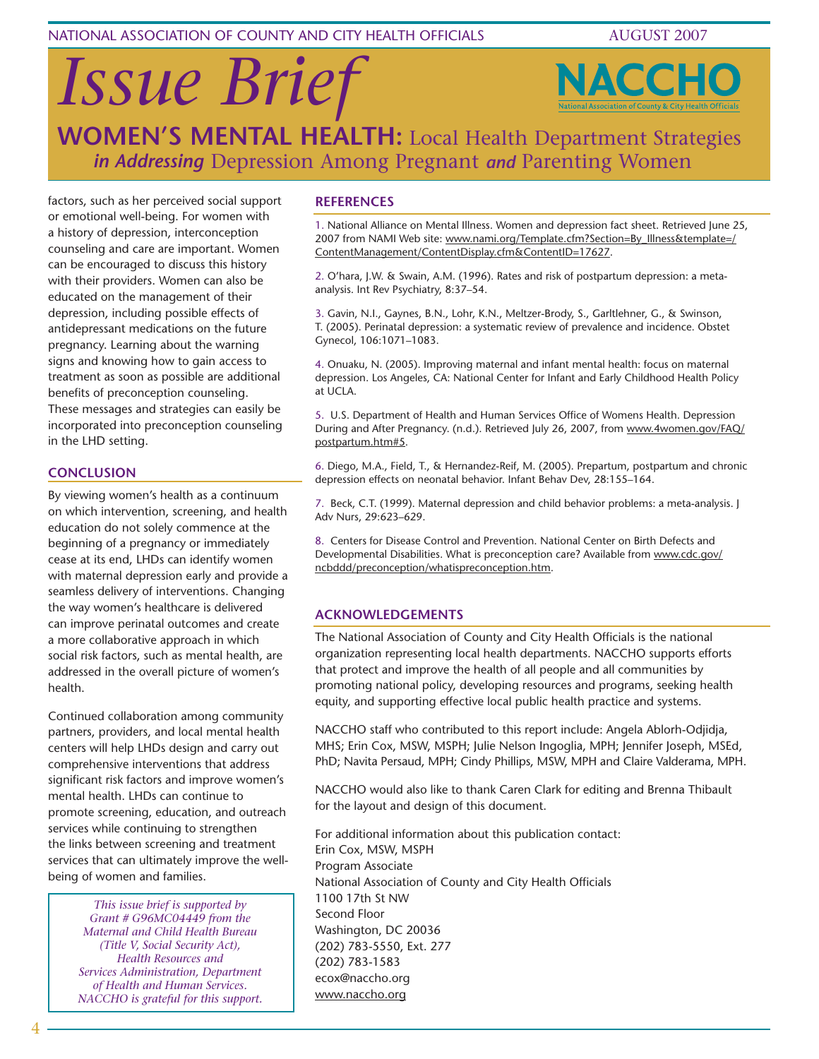factors, such as her perceived social support or emotional well-being. For women with a history of depression, interconception counseling and care are important. Women can be encouraged to discuss this history with their providers. Women can also be educated on the management of their depression, including possible effects of antidepressant medications on the future pregnancy. Learning about the warning signs and knowing how to gain access to treatment as soon as possible are additional benefits of preconception counseling. These messages and strategies can easily be incorporated into preconception counseling in the LHD setting.

## CONCLUSION

By viewing women's health as a continuum on which intervention, screening, and health education do not solely commence at the beginning of a pregnancy or immediately cease at its end, LHDs can identify women with maternal depression early and provide a seamless delivery of interventions. Changing the way women's healthcare is delivered can improve perinatal outcomes and create a more collaborative approach in which social risk factors, such as mental health, are addressed in the overall picture of women's health.

Continued collaboration among community partners, providers, and local mental health centers will help LHDs design and carry out comprehensive interventions that address significant risk factors and improve women's mental health. LHDs can continue to promote screening, education, and outreach services while continuing to strengthen the links between screening and treatment services that can ultimately improve the well-being of women and families.

*This issue brief is supported by Grant # G96MC04449 from the Maternal and Child Health Bureau (Title V, Social Security Act), Health Resources and Services Administration, Department of Health and Human Services. NACCHO is grateful for this support.*

## REFERENCES

1. National Alliance on Mental Illness. Women and depression fact sheet. Retrieved June 25, 2007 from NAMI Web site: www.nami.org/Template.cfm?Section=By_Illness&template=/ContentManagement/ContentDisplay.cfm&ContentID=17627.

2. O'hara, J.W. & Swain, A.M. (1996). Rates and risk of postpartum depression: a meta-analysis. Int Rev Psychiatry, 8:37–54.

3. Gavin, N.I., Gaynes, B.N., Lohr, K.N., Meltzer-Brody, S., Garltlehner, G., & Swinson, T. (2005). Perinatal depression: a systematic review of prevalence and incidence. Obstet Gynecol, 106:1071–1083.

4. Onuaku, N. (2005). Improving maternal and infant mental health: focus on maternal depression. Los Angeles, CA: National Center for Infant and Early Childhood Health Policy at UCLA.

5. U.S. Department of Health and Human Services Office of Womens Health. Depression During and After Pregnancy. (n.d.). Retrieved July 26, 2007, from www.4women.gov/FAQ/postpartum.htm#5.

6. Diego, M.A., Field, T., & Hernandez-Reif, M. (2005). Prepartum, postpartum and chronic depression effects on neonatal behavior. Infant Behav Dev, 28:155–164.

7. Beck, C.T. (1999). Maternal depression and child behavior problems: a meta-analysis. J Adv Nurs, 29:623–629.

8. Centers for Disease Control and Prevention. National Center on Birth Defects and Developmental Disabilities. What is preconception care? Available from www.cdc.gov/ncbddd/preconception/whatispreconception.htm.

## ACKNOWLEDGEMENTS

The National Association of County and City Health Officials is the national organization representing local health departments. NACCHO supports efforts that protect and improve the health of all people and all communities by promoting national policy, developing resources and programs, seeking health equity, and supporting effective local public health practice and systems.

NACCHO staff who contributed to this report include: Angela Ablorh-Odjidja, MHS; Erin Cox, MSW, MSPH; Julie Nelson Ingoglia, MPH; Jennifer Joseph, MSEd, PhD; Navita Persaud, MPH; Cindy Phillips, MSW, MPH and Claire Valderama, MPH.

NACCHO would also like to thank Caren Clark for editing and Brenna Thibault for the layout and design of this document.

For additional information about this publication contact:
Erin Cox, MSW, MSPH
Program Associate
National Association of County and City Health Officials
1100 17th St NW
Second Floor
Washington, DC 20036
(202) 783-5550, Ext. 277
(202) 783-1583
ecox@naccho.org
www.naccho.org